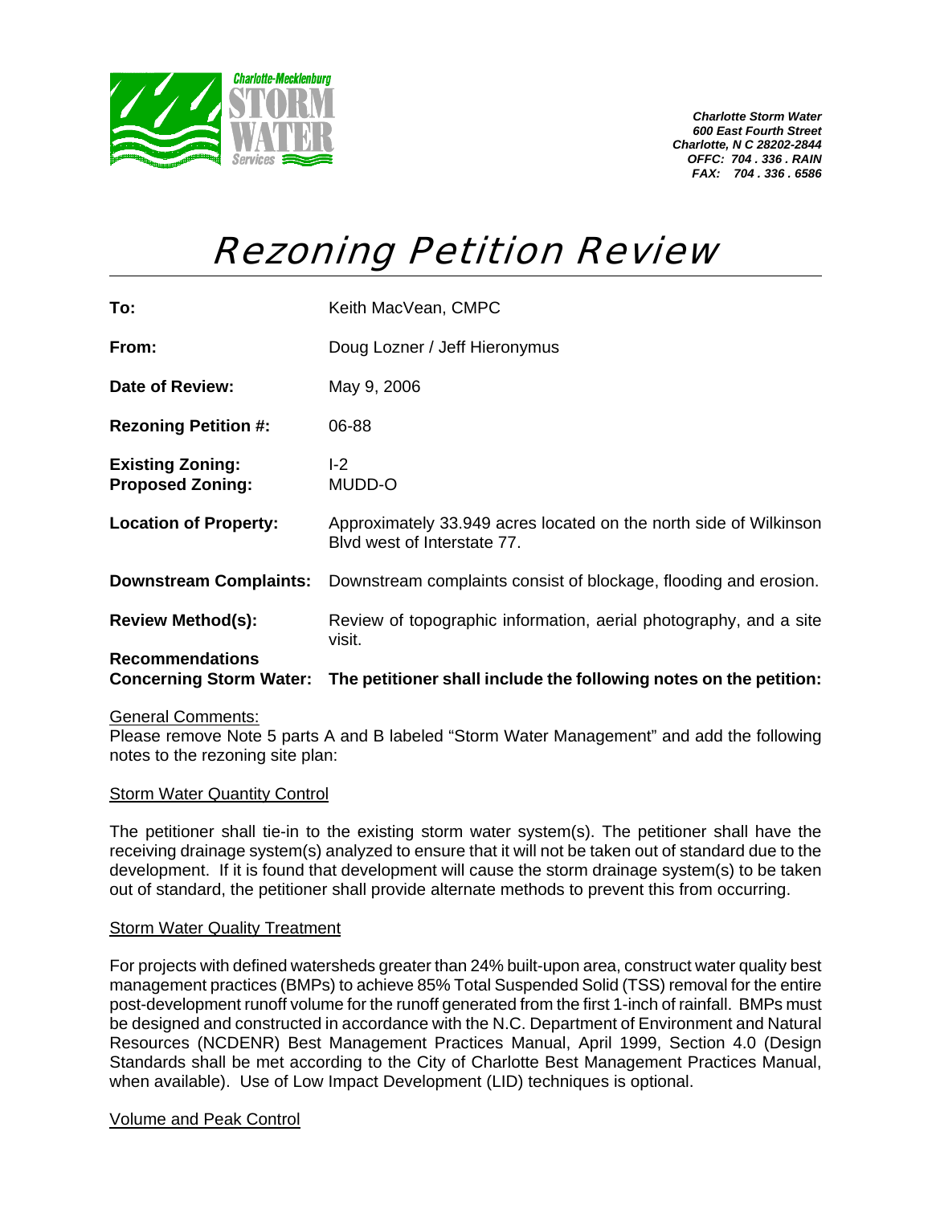Charlotte-Mecklenburg STORM WATER Services

*Charlotte Storm Water*
*600 East Fourth Street*
*Charlotte, N C 28202-2844*
*OFFC: 704 . 336 . RAIN*
*FAX: 704 . 336 . 6586*

# Rezoning Petition Review

| | |
|---|---|
| **To:** | Keith MacVean, CMPC |
| **From:** | Doug Lozner / Jeff Hieronymus |
| **Date of Review:** | May 9, 2006 |
| **Rezoning Petition #:** | 06-88 |
| **Existing Zoning:** | I-2 |
| **Proposed Zoning:** | MUDD-O |
| **Location of Property:** | Approximately 33.949 acres located on the north side of Wilkinson Blvd west of Interstate 77. |
| **Downstream Complaints:** | Downstream complaints consist of blockage, flooding and erosion. |
| **Review Method(s):** | Review of topographic information, aerial photography, and a site visit. |
| **Recommendations Concerning Storm Water:** | **The petitioner shall include the following notes on the petition:** |

<u>General Comments:</u>
Please remove Note 5 parts A and B labeled "Storm Water Management" and add the following notes to the rezoning site plan:

<u>Storm Water Quantity Control</u>

The petitioner shall tie-in to the existing storm water system(s). The petitioner shall have the receiving drainage system(s) analyzed to ensure that it will not be taken out of standard due to the development. If it is found that development will cause the storm drainage system(s) to be taken out of standard, the petitioner shall provide alternate methods to prevent this from occurring.

<u>Storm Water Quality Treatment</u>

For projects with defined watersheds greater than 24% built-upon area, construct water quality best management practices (BMPs) to achieve 85% Total Suspended Solid (TSS) removal for the entire post-development runoff volume for the runoff generated from the first 1-inch of rainfall. BMPs must be designed and constructed in accordance with the N.C. Department of Environment and Natural Resources (NCDENR) Best Management Practices Manual, April 1999, Section 4.0 (Design Standards shall be met according to the City of Charlotte Best Management Practices Manual, when available). Use of Low Impact Development (LID) techniques is optional.

<u>Volume and Peak Control</u>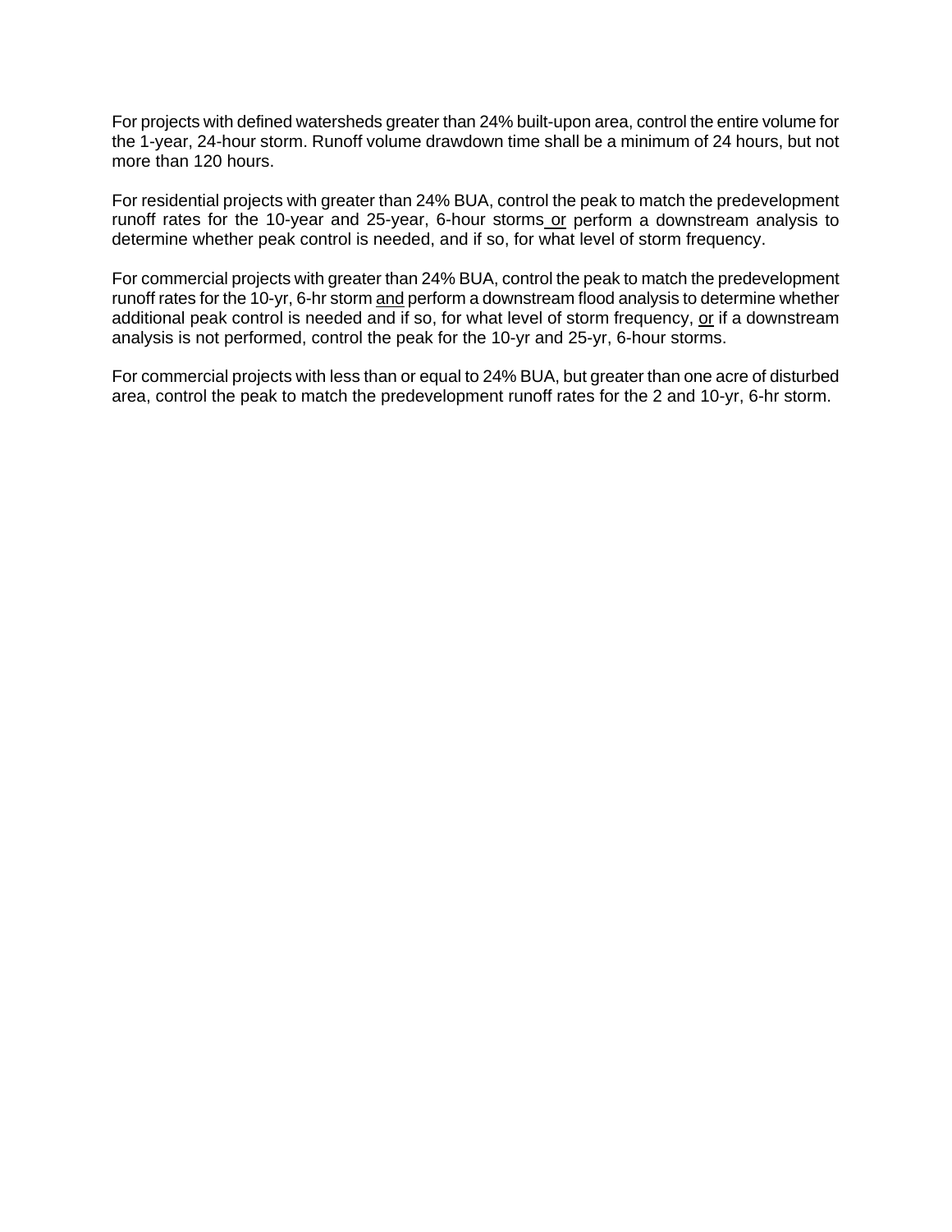For projects with defined watersheds greater than 24% built-upon area, control the entire volume for the 1-year, 24-hour storm. Runoff volume drawdown time shall be a minimum of 24 hours, but not more than 120 hours.

For residential projects with greater than 24% BUA, control the peak to match the predevelopment runoff rates for the 10-year and 25-year, 6-hour storms <u>or</u> perform a downstream analysis to determine whether peak control is needed, and if so, for what level of storm frequency.

For commercial projects with greater than 24% BUA, control the peak to match the predevelopment runoff rates for the 10-yr, 6-hr storm <u>and</u> perform a downstream flood analysis to determine whether additional peak control is needed and if so, for what level of storm frequency, <u>or</u> if a downstream analysis is not performed, control the peak for the 10-yr and 25-yr, 6-hour storms.

For commercial projects with less than or equal to 24% BUA, but greater than one acre of disturbed area, control the peak to match the predevelopment runoff rates for the 2 and 10-yr, 6-hr storm.